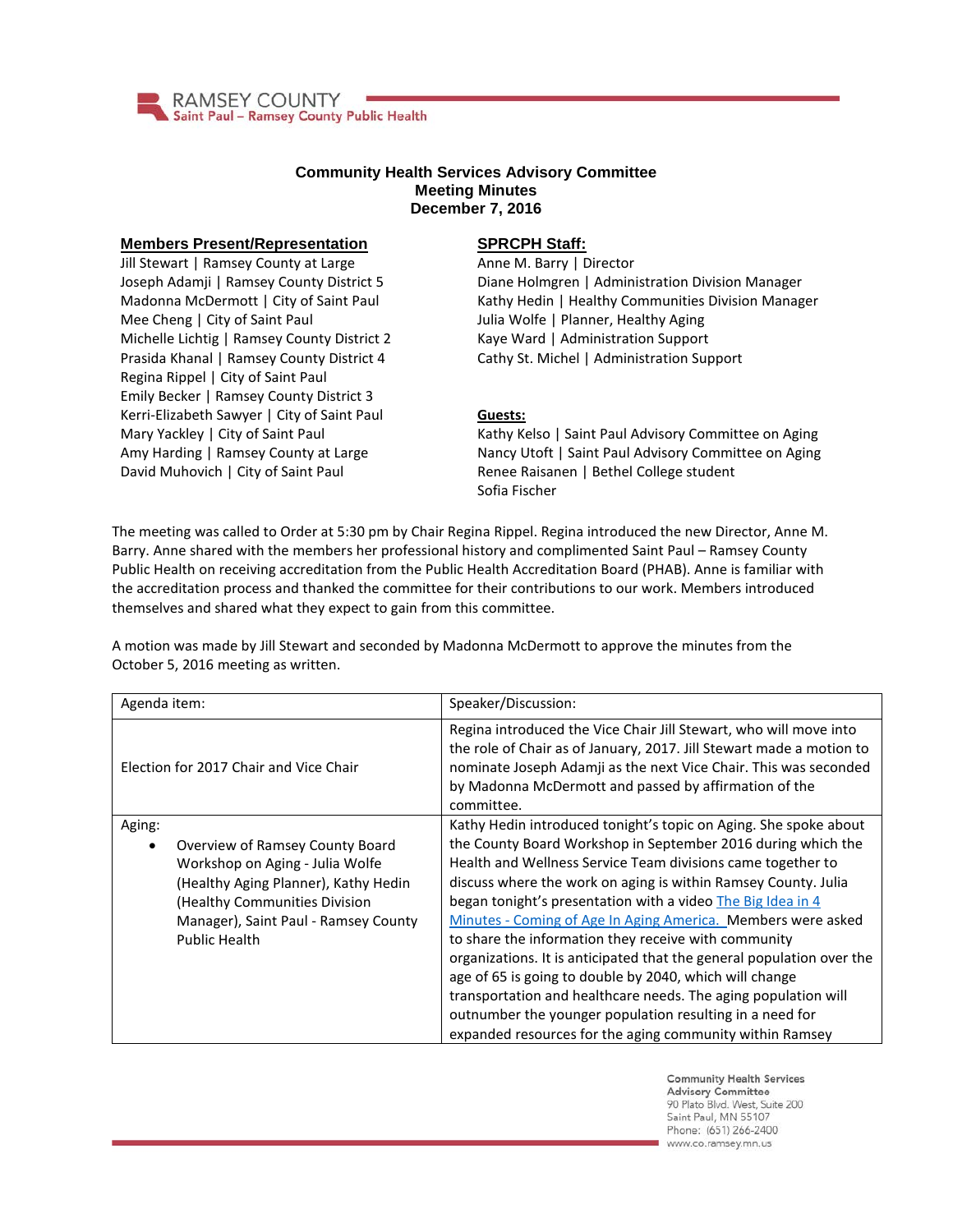RAMSEY COUNTY
Saint Paul – Ramsey County Public Health

# Community Health Services Advisory Committee
## Meeting Minutes
## December 7, 2016

**Members Present/Representation**

Jill Stewart | Ramsey County at Large
Joseph Adamji | Ramsey County District 5
Madonna McDermott | City of Saint Paul
Mee Cheng | City of Saint Paul
Michelle Lichtig | Ramsey County District 2
Prasida Khanal | Ramsey County District 4
Regina Rippel | City of Saint Paul
Emily Becker | Ramsey County District 3
Kerri-Elizabeth Sawyer | City of Saint Paul
Mary Yackley | City of Saint Paul
Amy Harding | Ramsey County at Large
David Muhovich | City of Saint Paul

**SPRCPH Staff:**

Anne M. Barry | Director
Diane Holmgren | Administration Division Manager
Kathy Hedin | Healthy Communities Division Manager
Julia Wolfe | Planner, Healthy Aging
Kaye Ward | Administration Support
Cathy St. Michel | Administration Support

**Guests:**

Kathy Kelso | Saint Paul Advisory Committee on Aging
Nancy Utoft | Saint Paul Advisory Committee on Aging
Renee Raisanen | Bethel College student
Sofia Fischer

The meeting was called to Order at 5:30 pm by Chair Regina Rippel. Regina introduced the new Director, Anne M. Barry. Anne shared with the members her professional history and complimented Saint Paul – Ramsey County Public Health on receiving accreditation from the Public Health Accreditation Board (PHAB). Anne is familiar with the accreditation process and thanked the committee for their contributions to our work. Members introduced themselves and shared what they expect to gain from this committee.

A motion was made by Jill Stewart and seconded by Madonna McDermott to approve the minutes from the October 5, 2016 meeting as written.

| Agenda item: | Speaker/Discussion: |
|---|---|
| Election for 2017 Chair and Vice Chair | Regina introduced the Vice Chair Jill Stewart, who will move into the role of Chair as of January, 2017. Jill Stewart made a motion to nominate Joseph Adamji as the next Vice Chair. This was seconded by Madonna McDermott and passed by affirmation of the committee. |
| Aging:<br>• Overview of Ramsey County Board Workshop on Aging - Julia Wolfe (Healthy Aging Planner), Kathy Hedin (Healthy Communities Division Manager), Saint Paul - Ramsey County Public Health | Kathy Hedin introduced tonight's topic on Aging. She spoke about the County Board Workshop in September 2016 during which the Health and Wellness Service Team divisions came together to discuss where the work on aging is within Ramsey County. Julia began tonight's presentation with a video The Big Idea in 4 Minutes - Coming of Age In Aging America. Members were asked to share the information they receive with community organizations. It is anticipated that the general population over the age of 65 is going to double by 2040, which will change transportation and healthcare needs. The aging population will outnumber the younger population resulting in a need for expanded resources for the aging community within Ramsey |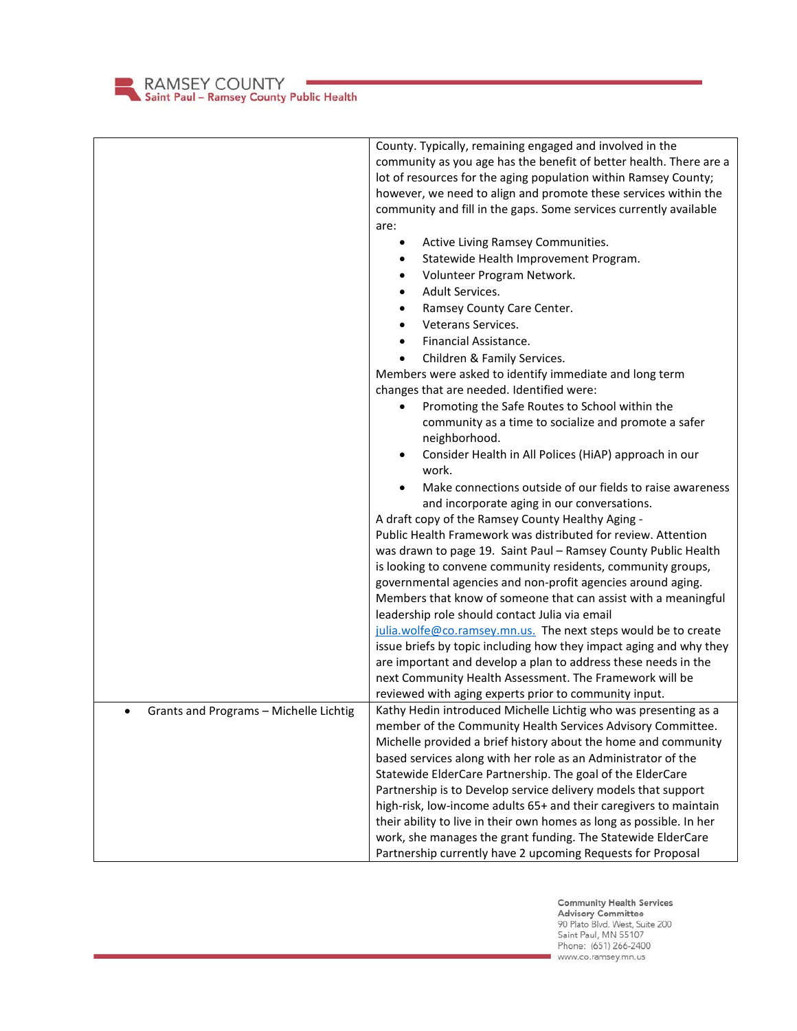| | |
|---|---|
| | County. Typically, remaining engaged and involved in the community as you age has the benefit of better health. There are a lot of resources for the aging population within Ramsey County; however, we need to align and promote these services within the community and fill in the gaps. Some services currently available are:<br>• Active Living Ramsey Communities.<br>• Statewide Health Improvement Program.<br>• Volunteer Program Network.<br>• Adult Services.<br>• Ramsey County Care Center.<br>• Veterans Services.<br>• Financial Assistance.<br>• Children & Family Services.<br>Members were asked to identify immediate and long term changes that are needed. Identified were:<br>• Promoting the Safe Routes to School within the community as a time to socialize and promote a safer neighborhood.<br>• Consider Health in All Polices (HiAP) approach in our work.<br>• Make connections outside of our fields to raise awareness and incorporate aging in our conversations.<br>A draft copy of the Ramsey County Healthy Aging - Public Health Framework was distributed for review. Attention was drawn to page 19. Saint Paul – Ramsey County Public Health is looking to convene community residents, community groups, governmental agencies and non-profit agencies around aging. Members that know of someone that can assist with a meaningful leadership role should contact Julia via email julia.wolfe@co.ramsey.mn.us. The next steps would be to create issue briefs by topic including how they impact aging and why they are important and develop a plan to address these needs in the next Community Health Assessment. The Framework will be reviewed with aging experts prior to community input. |
| • Grants and Programs – Michelle Lichtig | Kathy Hedin introduced Michelle Lichtig who was presenting as a member of the Community Health Services Advisory Committee. Michelle provided a brief history about the home and community based services along with her role as an Administrator of the Statewide ElderCare Partnership. The goal of the ElderCare Partnership is to Develop service delivery models that support high-risk, low-income adults 65+ and their caregivers to maintain their ability to live in their own homes as long as possible. In her work, she manages the grant funding. The Statewide ElderCare Partnership currently have 2 upcoming Requests for Proposal |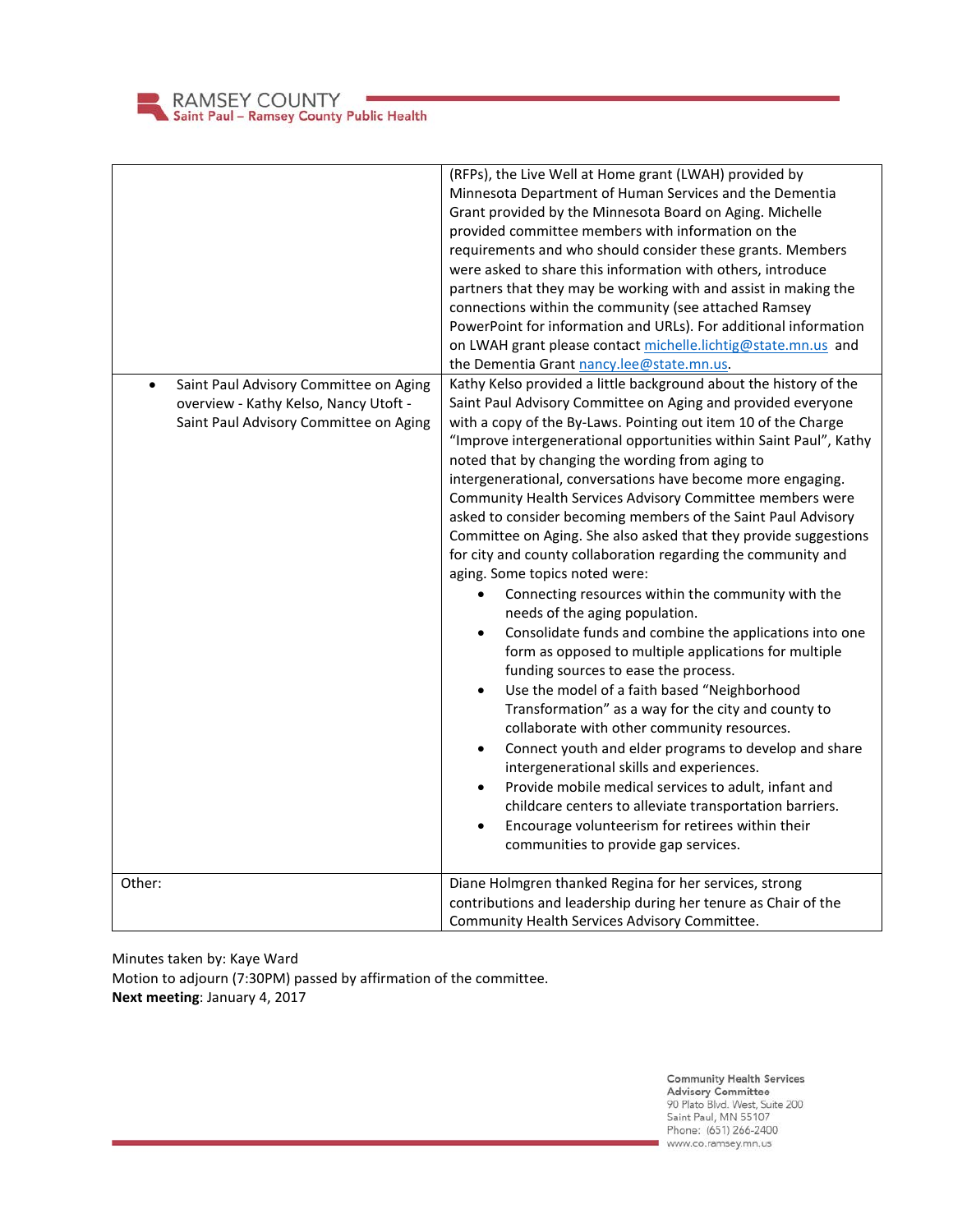| | |
|---|---|
| | (RFPs), the Live Well at Home grant (LWAH) provided by Minnesota Department of Human Services and the Dementia Grant provided by the Minnesota Board on Aging. Michelle provided committee members with information on the requirements and who should consider these grants. Members were asked to share this information with others, introduce partners that they may be working with and assist in making the connections within the community (see attached Ramsey PowerPoint for information and URLs). For additional information on LWAH grant please contact michelle.lichtig@state.mn.us and the Dementia Grant nancy.lee@state.mn.us. |
| • Saint Paul Advisory Committee on Aging overview - Kathy Kelso, Nancy Utoft - Saint Paul Advisory Committee on Aging | Kathy Kelso provided a little background about the history of the Saint Paul Advisory Committee on Aging and provided everyone with a copy of the By-Laws. Pointing out item 10 of the Charge "Improve intergenerational opportunities within Saint Paul", Kathy noted that by changing the wording from aging to intergenerational, conversations have become more engaging. Community Health Services Advisory Committee members were asked to consider becoming members of the Saint Paul Advisory Committee on Aging. She also asked that they provide suggestions for city and county collaboration regarding the community and aging. Some topics noted were:<br>• Connecting resources within the community with the needs of the aging population.<br>• Consolidate funds and combine the applications into one form as opposed to multiple applications for multiple funding sources to ease the process.<br>• Use the model of a faith based "Neighborhood Transformation" as a way for the city and county to collaborate with other community resources.<br>• Connect youth and elder programs to develop and share intergenerational skills and experiences.<br>• Provide mobile medical services to adult, infant and childcare centers to alleviate transportation barriers.<br>• Encourage volunteerism for retirees within their communities to provide gap services. |
| Other: | Diane Holmgren thanked Regina for her services, strong contributions and leadership during her tenure as Chair of the Community Health Services Advisory Committee. |

Minutes taken by: Kaye Ward
Motion to adjourn (7:30PM) passed by affirmation of the committee.
**Next meeting**: January 4, 2017